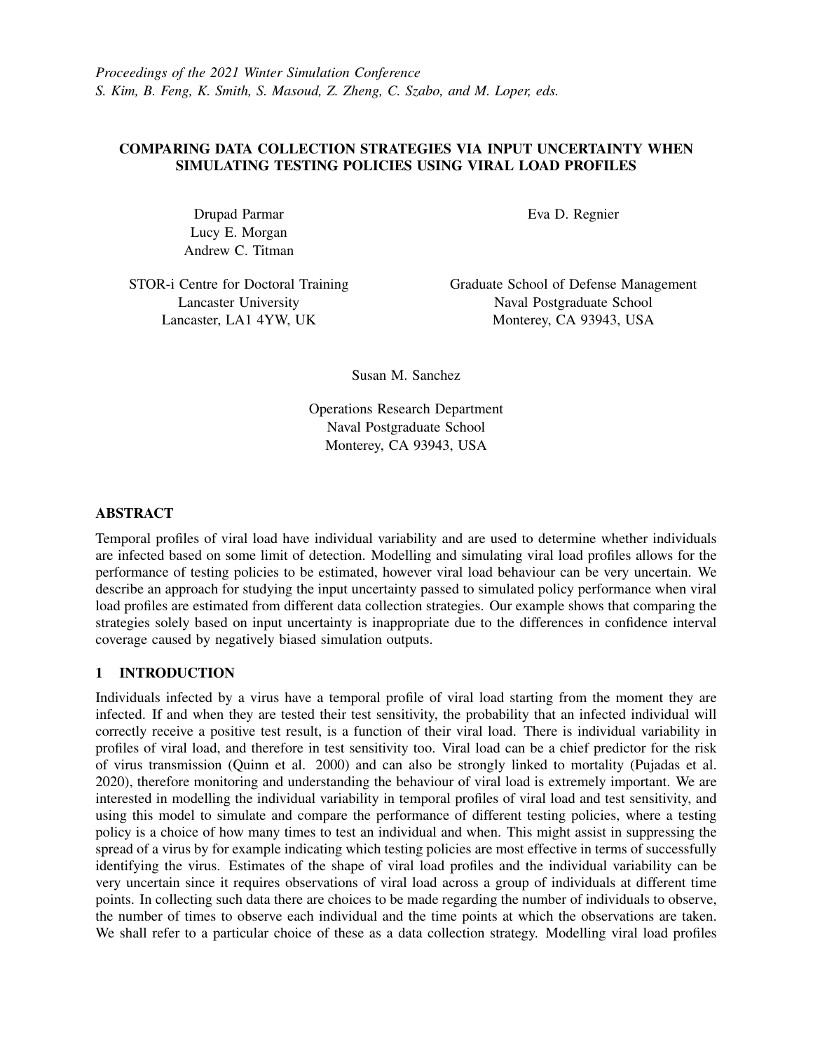*Proceedings of the 2021 Winter Simulation Conference*
*S. Kim, B. Feng, K. Smith, S. Masoud, Z. Zheng, C. Szabo, and M. Loper, eds.*

# COMPARING DATA COLLECTION STRATEGIES VIA INPUT UNCERTAINTY WHEN SIMULATING TESTING POLICIES USING VIRAL LOAD PROFILES

Drupad Parmar
Lucy E. Morgan
Andrew C. Titman

STOR-i Centre for Doctoral Training
Lancaster University
Lancaster, LA1 4YW, UK

Eva D. Regnier

Graduate School of Defense Management
Naval Postgraduate School
Monterey, CA 93943, USA

Susan M. Sanchez

Operations Research Department
Naval Postgraduate School
Monterey, CA 93943, USA

## ABSTRACT

Temporal profiles of viral load have individual variability and are used to determine whether individuals are infected based on some limit of detection. Modelling and simulating viral load profiles allows for the performance of testing policies to be estimated, however viral load behaviour can be very uncertain. We describe an approach for studying the input uncertainty passed to simulated policy performance when viral load profiles are estimated from different data collection strategies. Our example shows that comparing the strategies solely based on input uncertainty is inappropriate due to the differences in confidence interval coverage caused by negatively biased simulation outputs.

## 1 INTRODUCTION

Individuals infected by a virus have a temporal profile of viral load starting from the moment they are infected. If and when they are tested their test sensitivity, the probability that an infected individual will correctly receive a positive test result, is a function of their viral load. There is individual variability in profiles of viral load, and therefore in test sensitivity too. Viral load can be a chief predictor for the risk of virus transmission (Quinn et al. 2000) and can also be strongly linked to mortality (Pujadas et al. 2020), therefore monitoring and understanding the behaviour of viral load is extremely important. We are interested in modelling the individual variability in temporal profiles of viral load and test sensitivity, and using this model to simulate and compare the performance of different testing policies, where a testing policy is a choice of how many times to test an individual and when. This might assist in suppressing the spread of a virus by for example indicating which testing policies are most effective in terms of successfully identifying the virus. Estimates of the shape of viral load profiles and the individual variability can be very uncertain since it requires observations of viral load across a group of individuals at different time points. In collecting such data there are choices to be made regarding the number of individuals to observe, the number of times to observe each individual and the time points at which the observations are taken. We shall refer to a particular choice of these as a data collection strategy. Modelling viral load profiles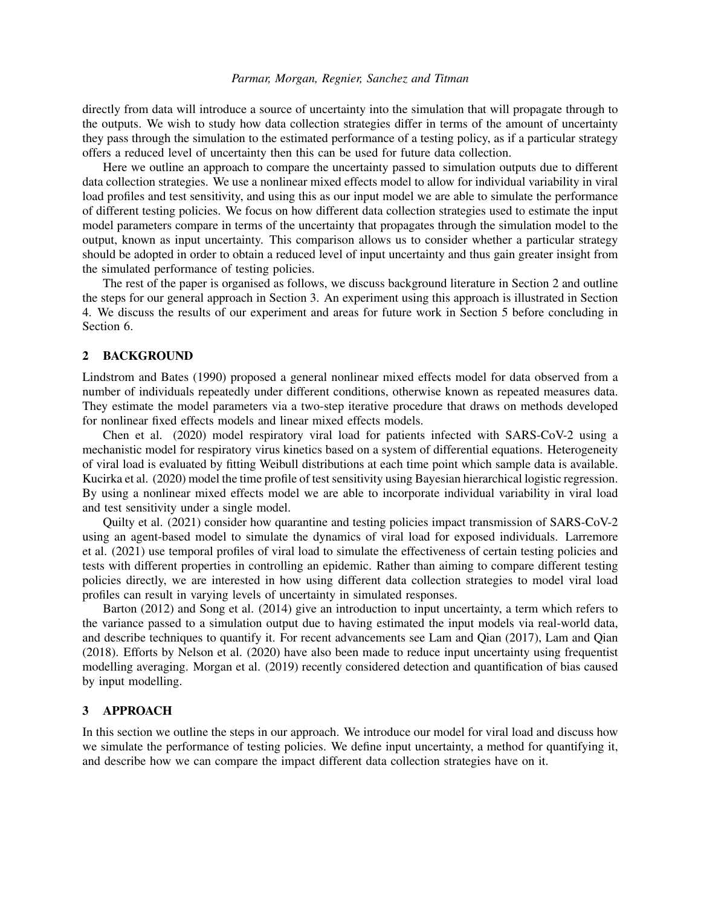directly from data will introduce a source of uncertainty into the simulation that will propagate through to the outputs. We wish to study how data collection strategies differ in terms of the amount of uncertainty they pass through the simulation to the estimated performance of a testing policy, as if a particular strategy offers a reduced level of uncertainty then this can be used for future data collection.

Here we outline an approach to compare the uncertainty passed to simulation outputs due to different data collection strategies. We use a nonlinear mixed effects model to allow for individual variability in viral load profiles and test sensitivity, and using this as our input model we are able to simulate the performance of different testing policies. We focus on how different data collection strategies used to estimate the input model parameters compare in terms of the uncertainty that propagates through the simulation model to the output, known as input uncertainty. This comparison allows us to consider whether a particular strategy should be adopted in order to obtain a reduced level of input uncertainty and thus gain greater insight from the simulated performance of testing policies.

The rest of the paper is organised as follows, we discuss background literature in Section 2 and outline the steps for our general approach in Section 3. An experiment using this approach is illustrated in Section 4. We discuss the results of our experiment and areas for future work in Section 5 before concluding in Section 6.

## 2 BACKGROUND

Lindstrom and Bates (1990) proposed a general nonlinear mixed effects model for data observed from a number of individuals repeatedly under different conditions, otherwise known as repeated measures data. They estimate the model parameters via a two-step iterative procedure that draws on methods developed for nonlinear fixed effects models and linear mixed effects models.

Chen et al. (2020) model respiratory viral load for patients infected with SARS-CoV-2 using a mechanistic model for respiratory virus kinetics based on a system of differential equations. Heterogeneity of viral load is evaluated by fitting Weibull distributions at each time point which sample data is available. Kucirka et al. (2020) model the time profile of test sensitivity using Bayesian hierarchical logistic regression. By using a nonlinear mixed effects model we are able to incorporate individual variability in viral load and test sensitivity under a single model.

Quilty et al. (2021) consider how quarantine and testing policies impact transmission of SARS-CoV-2 using an agent-based model to simulate the dynamics of viral load for exposed individuals. Larremore et al. (2021) use temporal profiles of viral load to simulate the effectiveness of certain testing policies and tests with different properties in controlling an epidemic. Rather than aiming to compare different testing policies directly, we are interested in how using different data collection strategies to model viral load profiles can result in varying levels of uncertainty in simulated responses.

Barton (2012) and Song et al. (2014) give an introduction to input uncertainty, a term which refers to the variance passed to a simulation output due to having estimated the input models via real-world data, and describe techniques to quantify it. For recent advancements see Lam and Qian (2017), Lam and Qian (2018). Efforts by Nelson et al. (2020) have also been made to reduce input uncertainty using frequentist modelling averaging. Morgan et al. (2019) recently considered detection and quantification of bias caused by input modelling.

## 3 APPROACH

In this section we outline the steps in our approach. We introduce our model for viral load and discuss how we simulate the performance of testing policies. We define input uncertainty, a method for quantifying it, and describe how we can compare the impact different data collection strategies have on it.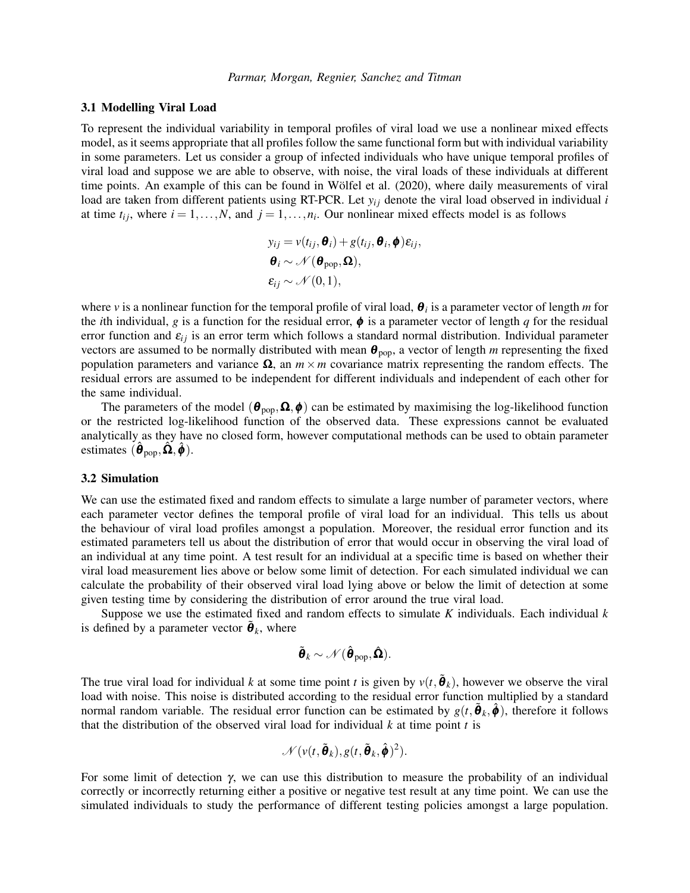### 3.1 Modelling Viral Load

To represent the individual variability in temporal profiles of viral load we use a nonlinear mixed effects model, as it seems appropriate that all profiles follow the same functional form but with individual variability in some parameters. Let us consider a group of infected individuals who have unique temporal profiles of viral load and suppose we are able to observe, with noise, the viral loads of these individuals at different time points. An example of this can be found in Wölfel et al. (2020), where daily measurements of viral load are taken from different patients using RT-PCR. Let $y_{ij}$ denote the viral load observed in individual $i$ at time $t_{ij}$, where $i = 1,\dots,N$, and $j = 1,\dots,n_i$. Our nonlinear mixed effects model is as follows

$$
\begin{aligned}
y_{ij} &= v(t_{ij}, \boldsymbol{\theta}_i) + g(t_{ij}, \boldsymbol{\theta}_i, \boldsymbol{\phi})\varepsilon_{ij}, \\
\boldsymbol{\theta}_i &\sim \mathcal{N}(\boldsymbol{\theta}_{\text{pop}}, \boldsymbol{\Omega}), \\
\varepsilon_{ij} &\sim \mathcal{N}(0,1),
\end{aligned}
$$

where $v$ is a nonlinear function for the temporal profile of viral load, $\boldsymbol{\theta}_i$ is a parameter vector of length $m$ for the $i$th individual, $g$ is a function for the residual error, $\boldsymbol{\phi}$ is a parameter vector of length $q$ for the residual error function and $\varepsilon_{ij}$ is an error term which follows a standard normal distribution. Individual parameter vectors are assumed to be normally distributed with mean $\boldsymbol{\theta}_{\text{pop}}$, a vector of length $m$ representing the fixed population parameters and variance $\boldsymbol{\Omega}$, an $m \times m$ covariance matrix representing the random effects. The residual errors are assumed to be independent for different individuals and independent of each other for the same individual.

The parameters of the model $(\boldsymbol{\theta}_{\text{pop}}, \boldsymbol{\Omega}, \boldsymbol{\phi})$ can be estimated by maximising the log-likelihood function or the restricted log-likelihood function of the observed data. These expressions cannot be evaluated analytically as they have no closed form, however computational methods can be used to obtain parameter estimates $(\hat{\boldsymbol{\theta}}_{\text{pop}}, \hat{\boldsymbol{\Omega}}, \hat{\boldsymbol{\phi}})$.

### 3.2 Simulation

We can use the estimated fixed and random effects to simulate a large number of parameter vectors, where each parameter vector defines the temporal profile of viral load for an individual. This tells us about the behaviour of viral load profiles amongst a population. Moreover, the residual error function and its estimated parameters tell us about the distribution of error that would occur in observing the viral load of an individual at any time point. A test result for an individual at a specific time is based on whether their viral load measurement lies above or below some limit of detection. For each simulated individual we can calculate the probability of their observed viral load lying above or below the limit of detection at some given testing time by considering the distribution of error around the true viral load.

Suppose we use the estimated fixed and random effects to simulate $K$ individuals. Each individual $k$ is defined by a parameter vector $\tilde{\boldsymbol{\theta}}_k$, where

$$
\tilde{\boldsymbol{\theta}}_k \sim \mathcal{N}(\hat{\boldsymbol{\theta}}_{\text{pop}}, \hat{\boldsymbol{\Omega}}).
$$

The true viral load for individual $k$ at some time point $t$ is given by $v(t, \tilde{\boldsymbol{\theta}}_k)$, however we observe the viral load with noise. This noise is distributed according to the residual error function multiplied by a standard normal random variable. The residual error function can be estimated by $g(t, \tilde{\boldsymbol{\theta}}_k, \hat{\boldsymbol{\phi}})$, therefore it follows that the distribution of the observed viral load for individual $k$ at time point $t$ is

$$
\mathcal{N}(v(t, \tilde{\boldsymbol{\theta}}_k), g(t, \tilde{\boldsymbol{\theta}}_k, \hat{\boldsymbol{\phi}})^2).
$$

For some limit of detection $\gamma$, we can use this distribution to measure the probability of an individual correctly or incorrectly returning either a positive or negative test result at any time point. We can use the simulated individuals to study the performance of different testing policies amongst a large population.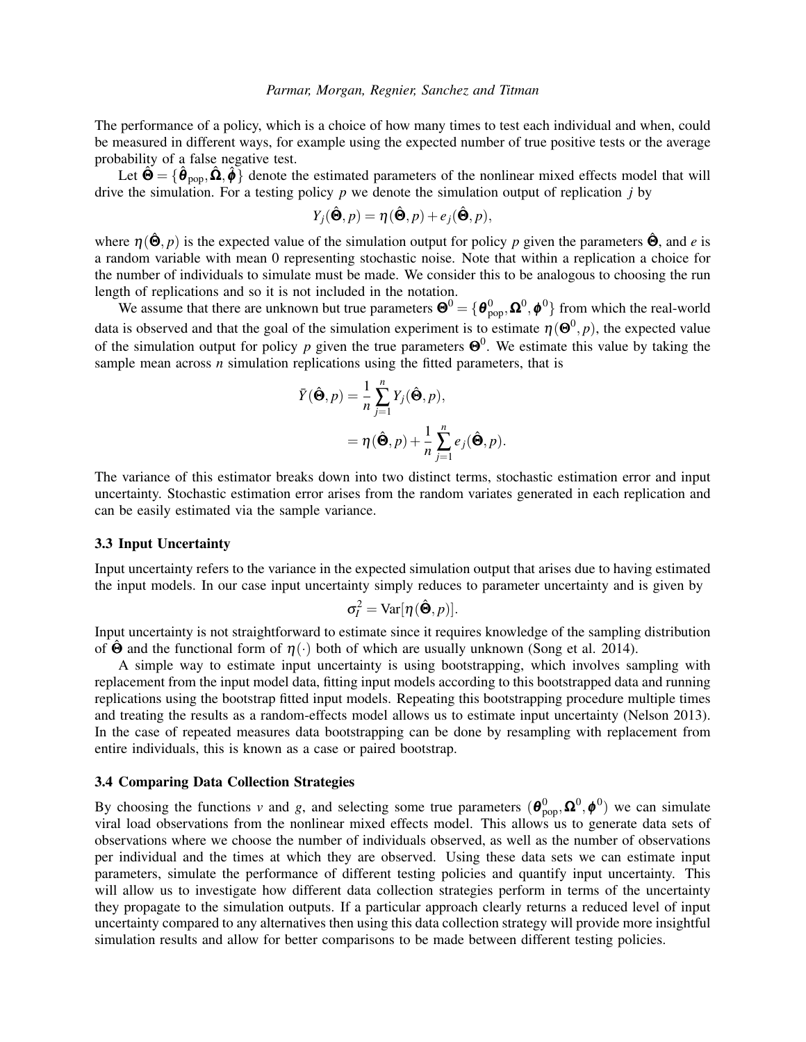The performance of a policy, which is a choice of how many times to test each individual and when, could be measured in different ways, for example using the expected number of true positive tests or the average probability of a false negative test.

Let $\hat{\boldsymbol{\Theta}} = \{\hat{\boldsymbol{\theta}}_{\text{pop}}, \hat{\boldsymbol{\Omega}}, \hat{\boldsymbol{\phi}}\}$ denote the estimated parameters of the nonlinear mixed effects model that will drive the simulation. For a testing policy $p$ we denote the simulation output of replication $j$ by

$$Y_j(\hat{\boldsymbol{\Theta}}, p) = \eta(\hat{\boldsymbol{\Theta}}, p) + e_j(\hat{\boldsymbol{\Theta}}, p),$$

where $\eta(\hat{\boldsymbol{\Theta}}, p)$ is the expected value of the simulation output for policy $p$ given the parameters $\hat{\boldsymbol{\Theta}}$, and $e$ is a random variable with mean 0 representing stochastic noise. Note that within a replication a choice for the number of individuals to simulate must be made. We consider this to be analogous to choosing the run length of replications and so it is not included in the notation.

We assume that there are unknown but true parameters $\boldsymbol{\Theta}^0 = \{\boldsymbol{\theta}_{\text{pop}}^0, \boldsymbol{\Omega}^0, \boldsymbol{\phi}^0\}$ from which the real-world data is observed and that the goal of the simulation experiment is to estimate $\eta(\boldsymbol{\Theta}^0, p)$, the expected value of the simulation output for policy $p$ given the true parameters $\boldsymbol{\Theta}^0$. We estimate this value by taking the sample mean across $n$ simulation replications using the fitted parameters, that is

$$\begin{aligned}
\bar{Y}(\hat{\boldsymbol{\Theta}}, p) &= \frac{1}{n}\sum_{j=1}^{n} Y_j(\hat{\boldsymbol{\Theta}}, p), \\
&= \eta(\hat{\boldsymbol{\Theta}}, p) + \frac{1}{n}\sum_{j=1}^{n} e_j(\hat{\boldsymbol{\Theta}}, p).
\end{aligned}$$

The variance of this estimator breaks down into two distinct terms, stochastic estimation error and input uncertainty. Stochastic estimation error arises from the random variates generated in each replication and can be easily estimated via the sample variance.

### 3.3 Input Uncertainty

Input uncertainty refers to the variance in the expected simulation output that arises due to having estimated the input models. In our case input uncertainty simply reduces to parameter uncertainty and is given by

$$\sigma_I^2 = \text{Var}[\eta(\hat{\boldsymbol{\Theta}}, p)].$$

Input uncertainty is not straightforward to estimate since it requires knowledge of the sampling distribution of $\hat{\boldsymbol{\Theta}}$ and the functional form of $\eta(\cdot)$ both of which are usually unknown (Song et al. 2014).

A simple way to estimate input uncertainty is using bootstrapping, which involves sampling with replacement from the input model data, fitting input models according to this bootstrapped data and running replications using the bootstrap fitted input models. Repeating this bootstrapping procedure multiple times and treating the results as a random-effects model allows us to estimate input uncertainty (Nelson 2013). In the case of repeated measures data bootstrapping can be done by resampling with replacement from entire individuals, this is known as a case or paired bootstrap.

### 3.4 Comparing Data Collection Strategies

By choosing the functions $v$ and $g$, and selecting some true parameters $(\boldsymbol{\theta}_{\text{pop}}^0, \boldsymbol{\Omega}^0, \boldsymbol{\phi}^0)$ we can simulate viral load observations from the nonlinear mixed effects model. This allows us to generate data sets of observations where we choose the number of individuals observed, as well as the number of observations per individual and the times at which they are observed. Using these data sets we can estimate input parameters, simulate the performance of different testing policies and quantify input uncertainty. This will allow us to investigate how different data collection strategies perform in terms of the uncertainty they propagate to the simulation outputs. If a particular approach clearly returns a reduced level of input uncertainty compared to any alternatives then using this data collection strategy will provide more insightful simulation results and allow for better comparisons to be made between different testing policies.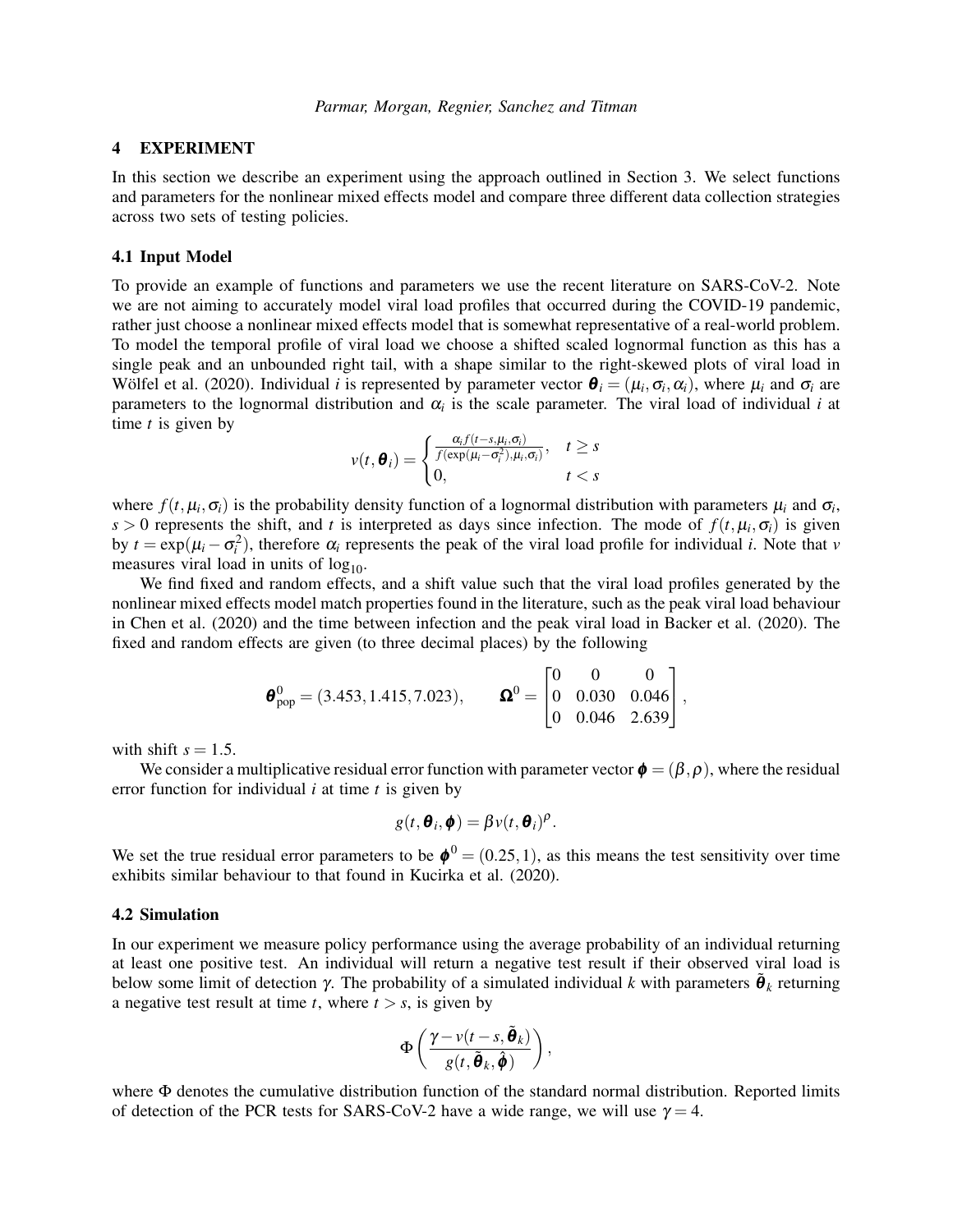## 4 EXPERIMENT

In this section we describe an experiment using the approach outlined in Section 3. We select functions and parameters for the nonlinear mixed effects model and compare three different data collection strategies across two sets of testing policies.

### 4.1 Input Model

To provide an example of functions and parameters we use the recent literature on SARS-CoV-2. Note we are not aiming to accurately model viral load profiles that occurred during the COVID-19 pandemic, rather just choose a nonlinear mixed effects model that is somewhat representative of a real-world problem. To model the temporal profile of viral load we choose a shifted scaled lognormal function as this has a single peak and an unbounded right tail, with a shape similar to the right-skewed plots of viral load in Wölfel et al. (2020). Individual $i$ is represented by parameter vector $\boldsymbol{\theta}_i = (\mu_i, \sigma_i, \alpha_i)$, where $\mu_i$ and $\sigma_i$ are parameters to the lognormal distribution and $\alpha_i$ is the scale parameter. The viral load of individual $i$ at time $t$ is given by

$$v(t, \boldsymbol{\theta}_i) = \begin{cases} \frac{\alpha_i f(t-s, \mu_i, \sigma_i)}{f(\exp(\mu_i - \sigma_i^2), \mu_i, \sigma_i)}, & t \geq s \\ 0, & t < s \end{cases}$$

where $f(t, \mu_i, \sigma_i)$ is the probability density function of a lognormal distribution with parameters $\mu_i$ and $\sigma_i$, $s > 0$ represents the shift, and $t$ is interpreted as days since infection. The mode of $f(t, \mu_i, \sigma_i)$ is given by $t = \exp(\mu_i - \sigma_i^2)$, therefore $\alpha_i$ represents the peak of the viral load profile for individual $i$. Note that $v$ measures viral load in units of $\log_{10}$.

We find fixed and random effects, and a shift value such that the viral load profiles generated by the nonlinear mixed effects model match properties found in the literature, such as the peak viral load behaviour in Chen et al. (2020) and the time between infection and the peak viral load in Backer et al. (2020). The fixed and random effects are given (to three decimal places) by the following

$$\boldsymbol{\theta}^0_{\text{pop}} = (3.453, 1.415, 7.023), \qquad \boldsymbol{\Omega}^0 = \begin{bmatrix} 0 & 0 & 0 \\ 0 & 0.030 & 0.046 \\ 0 & 0.046 & 2.639 \end{bmatrix},$$

with shift $s = 1.5$.

We consider a multiplicative residual error function with parameter vector $\boldsymbol{\phi} = (\beta, \rho)$, where the residual error function for individual $i$ at time $t$ is given by

$$g(t, \boldsymbol{\theta}_i, \boldsymbol{\phi}) = \beta v(t, \boldsymbol{\theta}_i)^\rho.$$

We set the true residual error parameters to be $\boldsymbol{\phi}^0 = (0.25, 1)$, as this means the test sensitivity over time exhibits similar behaviour to that found in Kucirka et al. (2020).

### 4.2 Simulation

In our experiment we measure policy performance using the average probability of an individual returning at least one positive test. An individual will return a negative test result if their observed viral load is below some limit of detection $\gamma$. The probability of a simulated individual $k$ with parameters $\tilde{\boldsymbol{\theta}}_k$ returning a negative test result at time $t$, where $t > s$, is given by

$$\Phi\left(\frac{\gamma - v(t-s, \tilde{\boldsymbol{\theta}}_k)}{g(t, \tilde{\boldsymbol{\theta}}_k, \hat{\boldsymbol{\phi}})}\right),$$

where $\Phi$ denotes the cumulative distribution function of the standard normal distribution. Reported limits of detection of the PCR tests for SARS-CoV-2 have a wide range, we will use $\gamma = 4$.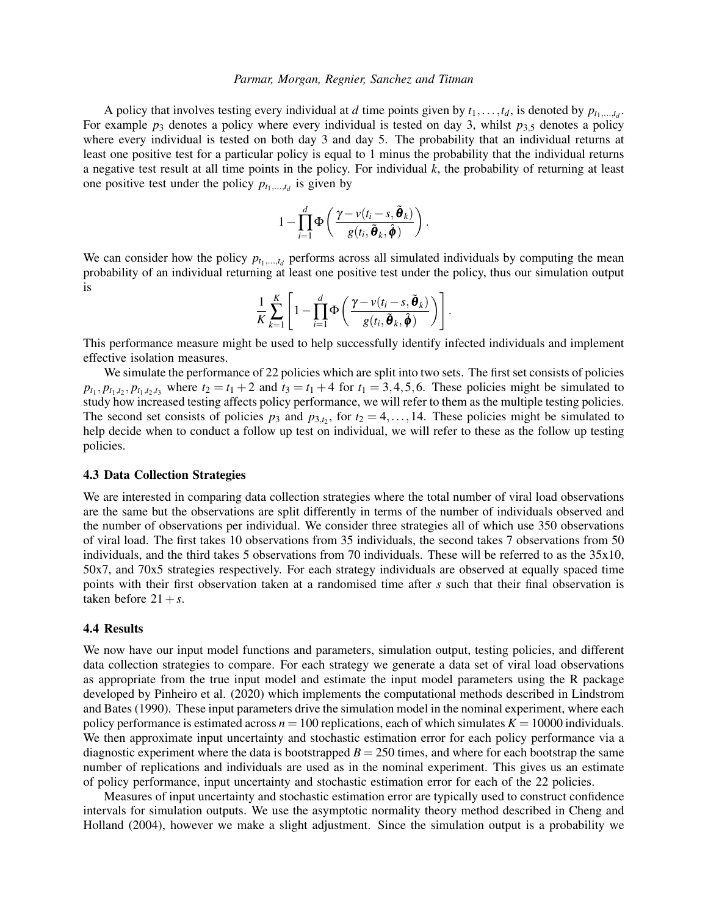A policy that involves testing every individual at $d$ time points given by $t_1, \ldots, t_d$, is denoted by $p_{t_1,\ldots,t_d}$. For example $p_3$ denotes a policy where every individual is tested on day 3, whilst $p_{3,5}$ denotes a policy where every individual is tested on both day 3 and day 5. The probability that an individual returns at least one positive test for a particular policy is equal to 1 minus the probability that the individual returns a negative test result at all time points in the policy. For individual $k$, the probability of returning at least one positive test under the policy $p_{t_1,\ldots,t_d}$ is given by

$$1 - \prod_{i=1}^{d} \Phi\left( \frac{\gamma - v(t_i - s, \tilde{\boldsymbol{\theta}}_k)}{g(t_i, \tilde{\boldsymbol{\theta}}_k, \hat{\boldsymbol{\phi}})} \right).$$

We can consider how the policy $p_{t_1,\ldots,t_d}$ performs across all simulated individuals by computing the mean probability of an individual returning at least one positive test under the policy, thus our simulation output is

$$\frac{1}{K} \sum_{k=1}^{K} \left[ 1 - \prod_{i=1}^{d} \Phi\left( \frac{\gamma - v(t_i - s, \tilde{\boldsymbol{\theta}}_k)}{g(t_i, \tilde{\boldsymbol{\theta}}_k, \hat{\boldsymbol{\phi}})} \right) \right].$$

This performance measure might be used to help successfully identify infected individuals and implement effective isolation measures.

We simulate the performance of 22 policies which are split into two sets. The first set consists of policies $p_{t_1}, p_{t_1,t_2}, p_{t_1,t_2,t_3}$ where $t_2 = t_1 + 2$ and $t_3 = t_1 + 4$ for $t_1 = 3, 4, 5, 6$. These policies might be simulated to study how increased testing affects policy performance, we will refer to them as the multiple testing policies. The second set consists of policies $p_3$ and $p_{3,t_2}$, for $t_2 = 4, \ldots, 14$. These policies might be simulated to help decide when to conduct a follow up test on individual, we will refer to these as the follow up testing policies.

### 4.3 Data Collection Strategies

We are interested in comparing data collection strategies where the total number of viral load observations are the same but the observations are split differently in terms of the number of individuals observed and the number of observations per individual. We consider three strategies all of which use 350 observations of viral load. The first takes 10 observations from 35 individuals, the second takes 7 observations from 50 individuals, and the third takes 5 observations from 70 individuals. These will be referred to as the 35x10, 50x7, and 70x5 strategies respectively. For each strategy individuals are observed at equally spaced time points with their first observation taken at a randomised time after $s$ such that their final observation is taken before $21 + s$.

### 4.4 Results

We now have our input model functions and parameters, simulation output, testing policies, and different data collection strategies to compare. For each strategy we generate a data set of viral load observations as appropriate from the true input model and estimate the input model parameters using the R package developed by Pinheiro et al. (2020) which implements the computational methods described in Lindstrom and Bates (1990). These input parameters drive the simulation model in the nominal experiment, where each policy performance is estimated across $n = 100$ replications, each of which simulates $K = 10000$ individuals. We then approximate input uncertainty and stochastic estimation error for each policy performance via a diagnostic experiment where the data is bootstrapped $B = 250$ times, and where for each bootstrap the same number of replications and individuals are used as in the nominal experiment. This gives us an estimate of policy performance, input uncertainty and stochastic estimation error for each of the 22 policies.

Measures of input uncertainty and stochastic estimation error are typically used to construct confidence intervals for simulation outputs. We use the asymptotic normality theory method described in Cheng and Holland (2004), however we make a slight adjustment. Since the simulation output is a probability we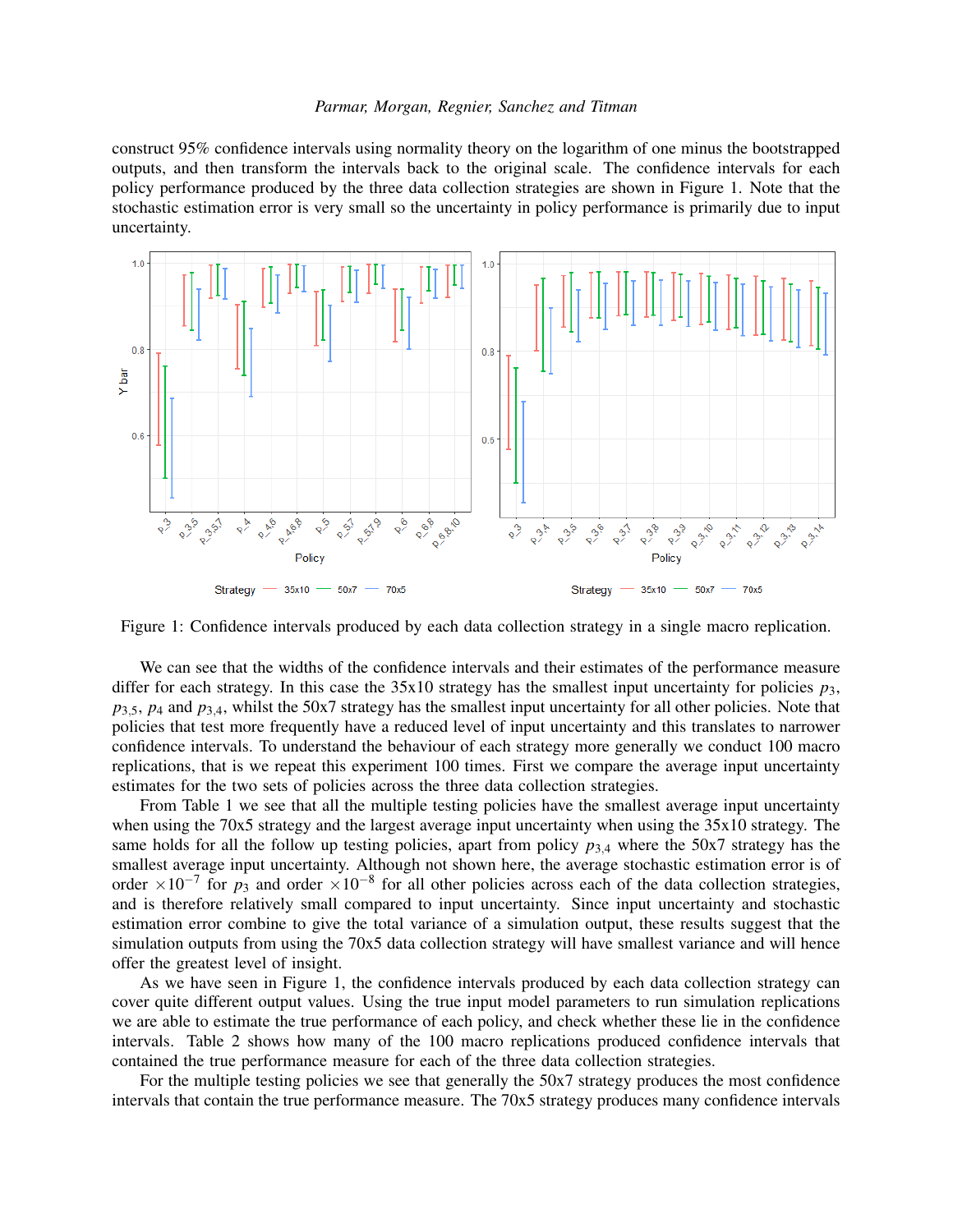construct 95% confidence intervals using normality theory on the logarithm of one minus the bootstrapped outputs, and then transform the intervals back to the original scale. The confidence intervals for each policy performance produced by the three data collection strategies are shown in Figure 1. Note that the stochastic estimation error is very small so the uncertainty in policy performance is primarily due to input uncertainty.

Y bar

1.0
0.8
0.6

p_3 p_3,5 p_3,5,7 p_4 p_4,6 p_4,6,8 p_5 p_5,7 p_5,7,9 p_6 p_6,8 p_6,8,10

Policy

Strategy — 35x10 — 50x7 — 70x5

1.0
0.8
0.6

p_3 p_3,4 p_3,5 p_3,6 p_3,7 p_3,8 p_3,9 p_3,10 p_3,11 p_3,12 p_3,13 p_3,14

Policy

Strategy — 35x10 — 50x7 — 70x5

Figure 1: Confidence intervals produced by each data collection strategy in a single macro replication.

We can see that the widths of the confidence intervals and their estimates of the performance measure differ for each strategy. In this case the 35x10 strategy has the smallest input uncertainty for policies $p_3$, $p_{3,5}$, $p_4$ and $p_{3,4}$, whilst the 50x7 strategy has the smallest input uncertainty for all other policies. Note that policies that test more frequently have a reduced level of input uncertainty and this translates to narrower confidence intervals. To understand the behaviour of each strategy more generally we conduct 100 macro replications, that is we repeat this experiment 100 times. First we compare the average input uncertainty estimates for the two sets of policies across the three data collection strategies.

From Table 1 we see that all the multiple testing policies have the smallest average input uncertainty when using the 70x5 strategy and the largest average input uncertainty when using the 35x10 strategy. The same holds for all the follow up testing policies, apart from policy $p_{3,4}$ where the 50x7 strategy has the smallest average input uncertainty. Although not shown here, the average stochastic estimation error is of order $\times 10^{-7}$ for $p_3$ and order $\times 10^{-8}$ for all other policies across each of the data collection strategies, and is therefore relatively small compared to input uncertainty. Since input uncertainty and stochastic estimation error combine to give the total variance of a simulation output, these results suggest that the simulation outputs from using the 70x5 data collection strategy will have smallest variance and will hence offer the greatest level of insight.

As we have seen in Figure 1, the confidence intervals produced by each data collection strategy can cover quite different output values. Using the true input model parameters to run simulation replications we are able to estimate the true performance of each policy, and check whether these lie in the confidence intervals. Table 2 shows how many of the 100 macro replications produced confidence intervals that contained the true performance measure for each of the three data collection strategies.

For the multiple testing policies we see that generally the 50x7 strategy produces the most confidence intervals that contain the true performance measure. The 70x5 strategy produces many confidence intervals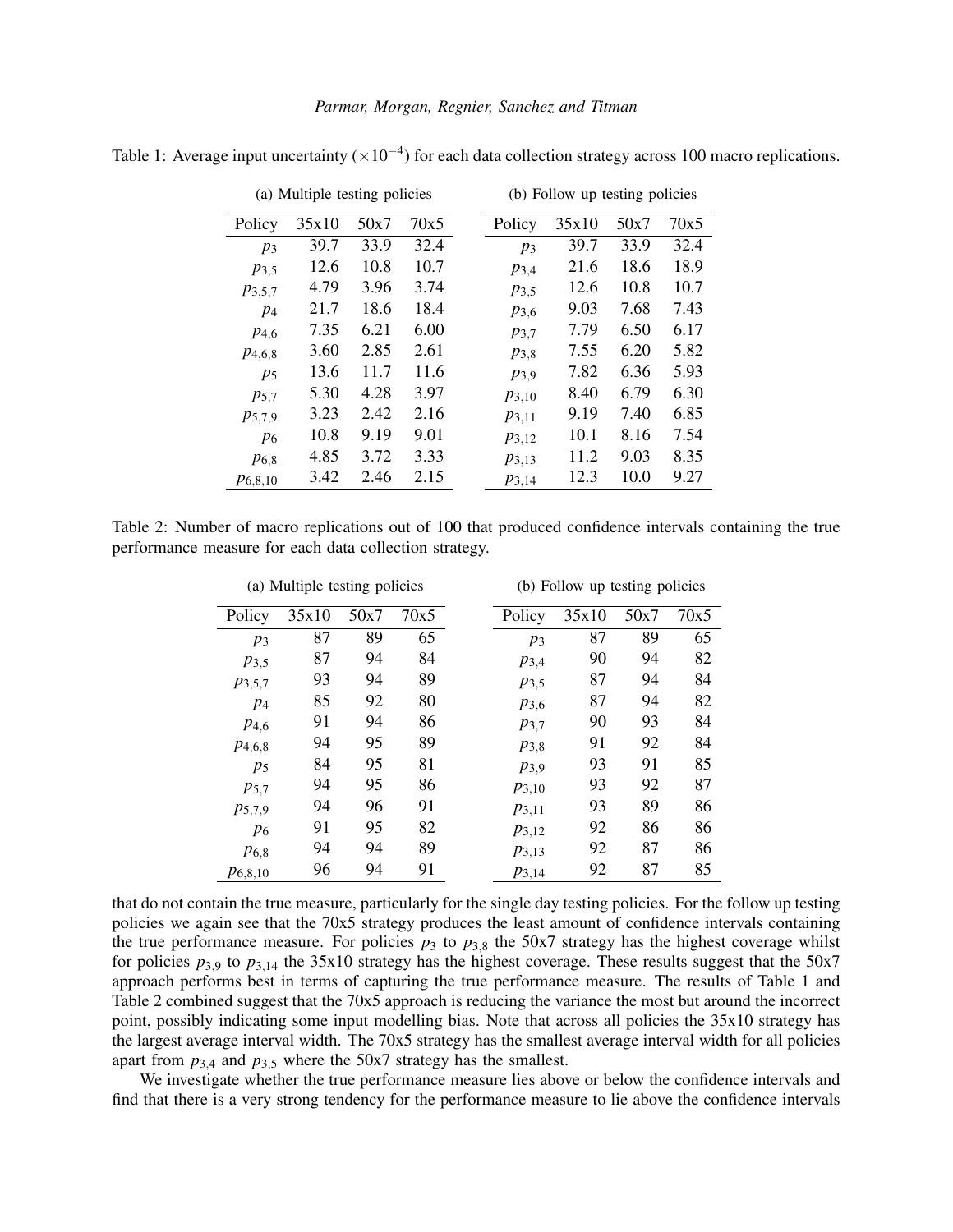Table 1: Average input uncertainty ($\times 10^{-4}$) for each data collection strategy across 100 macro replications.

(a) Multiple testing policies

| Policy | 35x10 | 50x7 | 70x5 |
|---|---|---|---|
| $p_3$ | 39.7 | 33.9 | 32.4 |
| $p_{3,5}$ | 12.6 | 10.8 | 10.7 |
| $p_{3,5,7}$ | 4.79 | 3.96 | 3.74 |
| $p_4$ | 21.7 | 18.6 | 18.4 |
| $p_{4,6}$ | 7.35 | 6.21 | 6.00 |
| $p_{4,6,8}$ | 3.60 | 2.85 | 2.61 |
| $p_5$ | 13.6 | 11.7 | 11.6 |
| $p_{5,7}$ | 5.30 | 4.28 | 3.97 |
| $p_{5,7,9}$ | 3.23 | 2.42 | 2.16 |
| $p_6$ | 10.8 | 9.19 | 9.01 |
| $p_{6,8}$ | 4.85 | 3.72 | 3.33 |
| $p_{6,8,10}$ | 3.42 | 2.46 | 2.15 |

(b) Follow up testing policies

| Policy | 35x10 | 50x7 | 70x5 |
|---|---|---|---|
| $p_3$ | 39.7 | 33.9 | 32.4 |
| $p_{3,4}$ | 21.6 | 18.6 | 18.9 |
| $p_{3,5}$ | 12.6 | 10.8 | 10.7 |
| $p_{3,6}$ | 9.03 | 7.68 | 7.43 |
| $p_{3,7}$ | 7.79 | 6.50 | 6.17 |
| $p_{3,8}$ | 7.55 | 6.20 | 5.82 |
| $p_{3,9}$ | 7.82 | 6.36 | 5.93 |
| $p_{3,10}$ | 8.40 | 6.79 | 6.30 |
| $p_{3,11}$ | 9.19 | 7.40 | 6.85 |
| $p_{3,12}$ | 10.1 | 8.16 | 7.54 |
| $p_{3,13}$ | 11.2 | 9.03 | 8.35 |
| $p_{3,14}$ | 12.3 | 10.0 | 9.27 |

Table 2: Number of macro replications out of 100 that produced confidence intervals containing the true performance measure for each data collection strategy.

(a) Multiple testing policies

| Policy | 35x10 | 50x7 | 70x5 |
|---|---|---|---|
| $p_3$ | 87 | 89 | 65 |
| $p_{3,5}$ | 87 | 94 | 84 |
| $p_{3,5,7}$ | 93 | 94 | 89 |
| $p_4$ | 85 | 92 | 80 |
| $p_{4,6}$ | 91 | 94 | 86 |
| $p_{4,6,8}$ | 94 | 95 | 89 |
| $p_5$ | 84 | 95 | 81 |
| $p_{5,7}$ | 94 | 95 | 86 |
| $p_{5,7,9}$ | 94 | 96 | 91 |
| $p_6$ | 91 | 95 | 82 |
| $p_{6,8}$ | 94 | 94 | 89 |
| $p_{6,8,10}$ | 96 | 94 | 91 |

(b) Follow up testing policies

| Policy | 35x10 | 50x7 | 70x5 |
|---|---|---|---|
| $p_3$ | 87 | 89 | 65 |
| $p_{3,4}$ | 90 | 94 | 82 |
| $p_{3,5}$ | 87 | 94 | 84 |
| $p_{3,6}$ | 87 | 94 | 82 |
| $p_{3,7}$ | 90 | 93 | 84 |
| $p_{3,8}$ | 91 | 92 | 84 |
| $p_{3,9}$ | 93 | 91 | 85 |
| $p_{3,10}$ | 93 | 92 | 87 |
| $p_{3,11}$ | 93 | 89 | 86 |
| $p_{3,12}$ | 92 | 86 | 86 |
| $p_{3,13}$ | 92 | 87 | 86 |
| $p_{3,14}$ | 92 | 87 | 85 |

that do not contain the true measure, particularly for the single day testing policies. For the follow up testing policies we again see that the 70x5 strategy produces the least amount of confidence intervals containing the true performance measure. For policies $p_3$ to $p_{3,8}$ the 50x7 strategy has the highest coverage whilst for policies $p_{3,9}$ to $p_{3,14}$ the 35x10 strategy has the highest coverage. These results suggest that the 50x7 approach performs best in terms of capturing the true performance measure. The results of Table 1 and Table 2 combined suggest that the 70x5 approach is reducing the variance the most but around the incorrect point, possibly indicating some input modelling bias. Note that across all policies the 35x10 strategy has the largest average interval width. The 70x5 strategy has the smallest average interval width for all policies apart from $p_{3,4}$ and $p_{3,5}$ where the 50x7 strategy has the smallest.

We investigate whether the true performance measure lies above or below the confidence intervals and find that there is a very strong tendency for the performance measure to lie above the confidence intervals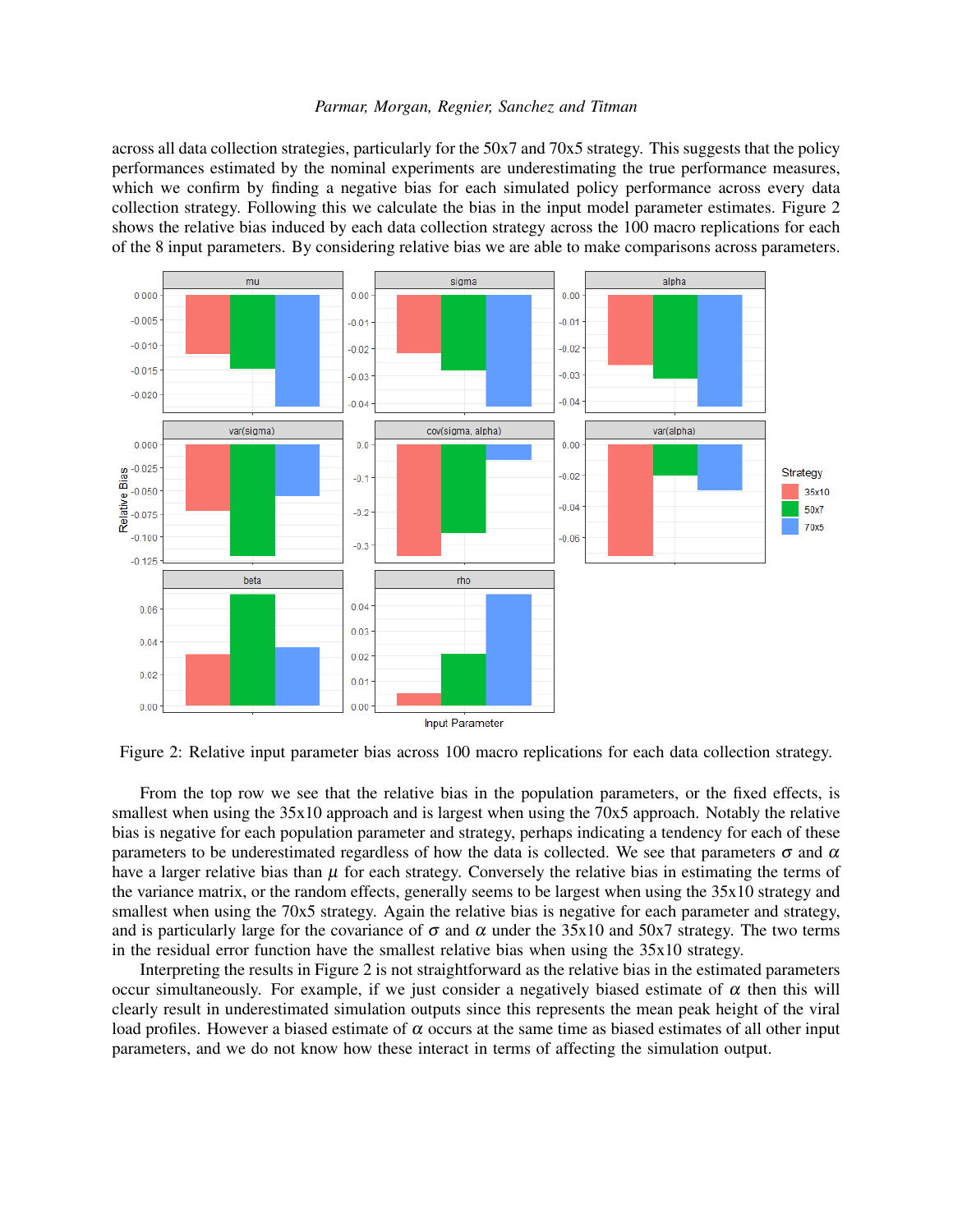across all data collection strategies, particularly for the 50x7 and 70x5 strategy. This suggests that the policy performances estimated by the nominal experiments are underestimating the true performance measures, which we confirm by finding a negative bias for each simulated policy performance across every data collection strategy. Following this we calculate the bias in the input model parameter estimates. Figure 2 shows the relative bias induced by each data collection strategy across the 100 macro replications for each of the 8 input parameters. By considering relative bias we are able to make comparisons across parameters.

mu
0.000
-0.005
-0.010
-0.015
-0.020

sigma
0.00
-0.01
-0.02
-0.03
-0.04

alpha
0.00
-0.01
-0.02
-0.03
-0.04

var(sigma)
0.000
-0.025
-0.050
-0.075
-0.100
-0.125

cov(sigma, alpha)
0.0
-0.1
-0.2
-0.3

var(alpha)
0.00
-0.02
-0.04
-0.06

beta
0.06
0.04
0.02
0.00

rho
0.04
0.03
0.02
0.01
0.00

Relative Bias

Input Parameter

Strategy
35x10
50x7
70x5

Figure 2: Relative input parameter bias across 100 macro replications for each data collection strategy.

From the top row we see that the relative bias in the population parameters, or the fixed effects, is smallest when using the 35x10 approach and is largest when using the 70x5 approach. Notably the relative bias is negative for each population parameter and strategy, perhaps indicating a tendency for each of these parameters to be underestimated regardless of how the data is collected. We see that parameters $\sigma$ and $\alpha$ have a larger relative bias than $\mu$ for each strategy. Conversely the relative bias in estimating the terms of the variance matrix, or the random effects, generally seems to be largest when using the 35x10 strategy and smallest when using the 70x5 strategy. Again the relative bias is negative for each parameter and strategy, and is particularly large for the covariance of $\sigma$ and $\alpha$ under the 35x10 and 50x7 strategy. The two terms in the residual error function have the smallest relative bias when using the 35x10 strategy.

Interpreting the results in Figure 2 is not straightforward as the relative bias in the estimated parameters occur simultaneously. For example, if we just consider a negatively biased estimate of $\alpha$ then this will clearly result in underestimated simulation outputs since this represents the mean peak height of the viral load profiles. However a biased estimate of $\alpha$ occurs at the same time as biased estimates of all other input parameters, and we do not know how these interact in terms of affecting the simulation output.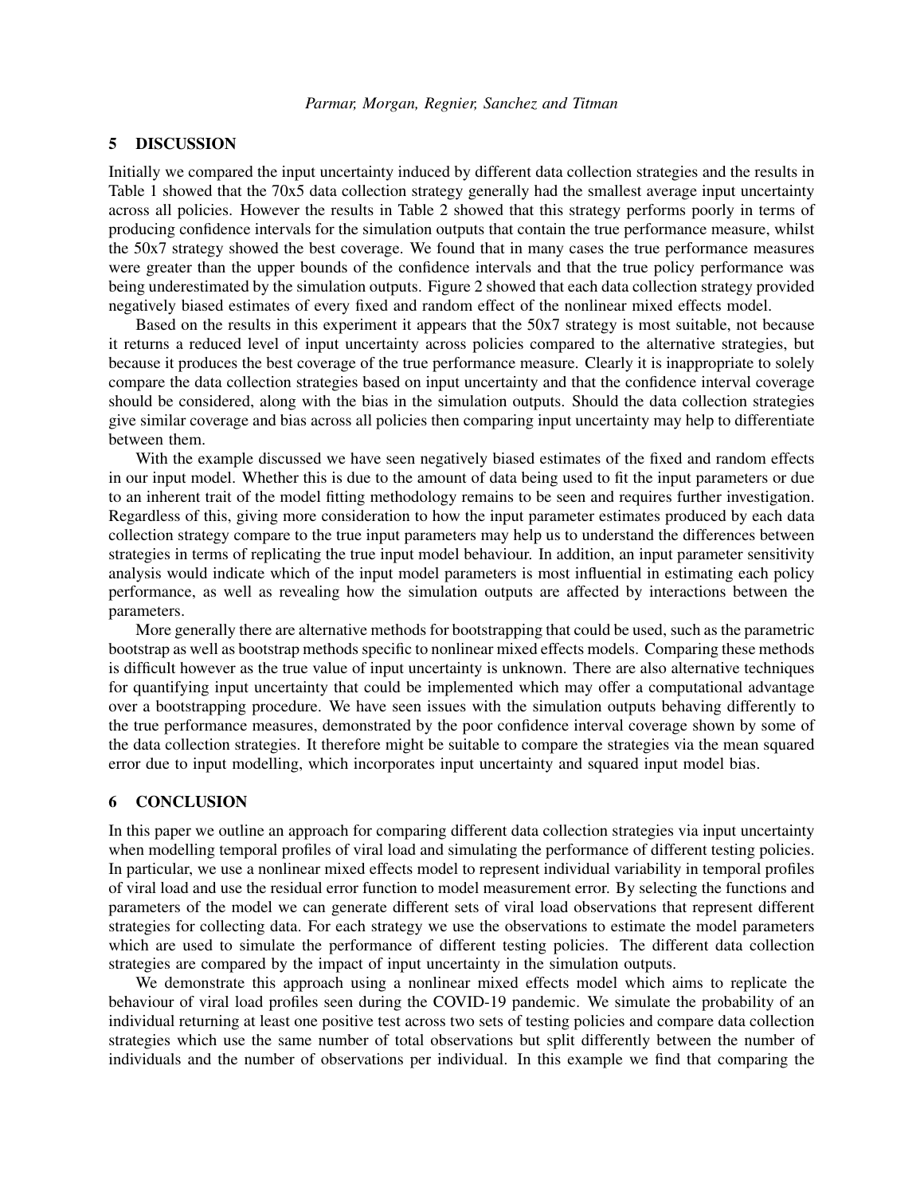## 5 DISCUSSION

Initially we compared the input uncertainty induced by different data collection strategies and the results in Table 1 showed that the 70x5 data collection strategy generally had the smallest average input uncertainty across all policies. However the results in Table 2 showed that this strategy performs poorly in terms of producing confidence intervals for the simulation outputs that contain the true performance measure, whilst the 50x7 strategy showed the best coverage. We found that in many cases the true performance measures were greater than the upper bounds of the confidence intervals and that the true policy performance was being underestimated by the simulation outputs. Figure 2 showed that each data collection strategy provided negatively biased estimates of every fixed and random effect of the nonlinear mixed effects model.

Based on the results in this experiment it appears that the 50x7 strategy is most suitable, not because it returns a reduced level of input uncertainty across policies compared to the alternative strategies, but because it produces the best coverage of the true performance measure. Clearly it is inappropriate to solely compare the data collection strategies based on input uncertainty and that the confidence interval coverage should be considered, along with the bias in the simulation outputs. Should the data collection strategies give similar coverage and bias across all policies then comparing input uncertainty may help to differentiate between them.

With the example discussed we have seen negatively biased estimates of the fixed and random effects in our input model. Whether this is due to the amount of data being used to fit the input parameters or due to an inherent trait of the model fitting methodology remains to be seen and requires further investigation. Regardless of this, giving more consideration to how the input parameter estimates produced by each data collection strategy compare to the true input parameters may help us to understand the differences between strategies in terms of replicating the true input model behaviour. In addition, an input parameter sensitivity analysis would indicate which of the input model parameters is most influential in estimating each policy performance, as well as revealing how the simulation outputs are affected by interactions between the parameters.

More generally there are alternative methods for bootstrapping that could be used, such as the parametric bootstrap as well as bootstrap methods specific to nonlinear mixed effects models. Comparing these methods is difficult however as the true value of input uncertainty is unknown. There are also alternative techniques for quantifying input uncertainty that could be implemented which may offer a computational advantage over a bootstrapping procedure. We have seen issues with the simulation outputs behaving differently to the true performance measures, demonstrated by the poor confidence interval coverage shown by some of the data collection strategies. It therefore might be suitable to compare the strategies via the mean squared error due to input modelling, which incorporates input uncertainty and squared input model bias.

## 6 CONCLUSION

In this paper we outline an approach for comparing different data collection strategies via input uncertainty when modelling temporal profiles of viral load and simulating the performance of different testing policies. In particular, we use a nonlinear mixed effects model to represent individual variability in temporal profiles of viral load and use the residual error function to model measurement error. By selecting the functions and parameters of the model we can generate different sets of viral load observations that represent different strategies for collecting data. For each strategy we use the observations to estimate the model parameters which are used to simulate the performance of different testing policies. The different data collection strategies are compared by the impact of input uncertainty in the simulation outputs.

We demonstrate this approach using a nonlinear mixed effects model which aims to replicate the behaviour of viral load profiles seen during the COVID-19 pandemic. We simulate the probability of an individual returning at least one positive test across two sets of testing policies and compare data collection strategies which use the same number of total observations but split differently between the number of individuals and the number of observations per individual. In this example we find that comparing the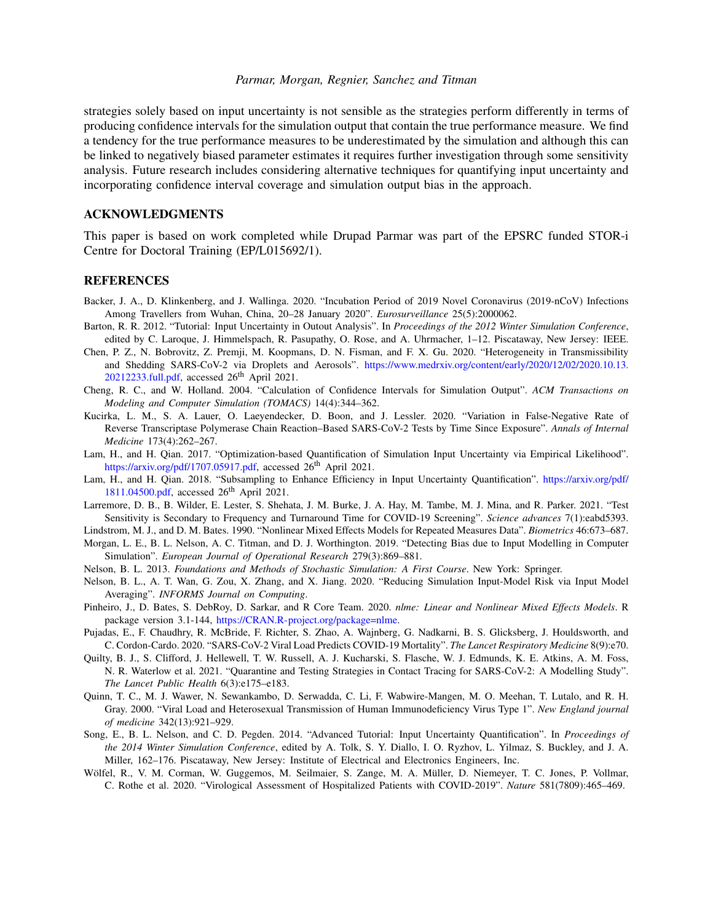strategies solely based on input uncertainty is not sensible as the strategies perform differently in terms of producing confidence intervals for the simulation output that contain the true performance measure. We find a tendency for the true performance measures to be underestimated by the simulation and although this can be linked to negatively biased parameter estimates it requires further investigation through some sensitivity analysis. Future research includes considering alternative techniques for quantifying input uncertainty and incorporating confidence interval coverage and simulation output bias in the approach.

## ACKNOWLEDGMENTS

This paper is based on work completed while Drupad Parmar was part of the EPSRC funded STOR-i Centre for Doctoral Training (EP/L015692/1).

## REFERENCES

Backer, J. A., D. Klinkenberg, and J. Wallinga. 2020. "Incubation Period of 2019 Novel Coronavirus (2019-nCoV) Infections Among Travellers from Wuhan, China, 20–28 January 2020". *Eurosurveillance* 25(5):2000062.

Barton, R. R. 2012. "Tutorial: Input Uncertainty in Outout Analysis". In *Proceedings of the 2012 Winter Simulation Conference*, edited by C. Laroque, J. Himmelspach, R. Pasupathy, O. Rose, and A. Uhrmacher, 1–12. Piscataway, New Jersey: IEEE.

Chen, P. Z., N. Bobrovitz, Z. Premji, M. Koopmans, D. N. Fisman, and F. X. Gu. 2020. "Heterogeneity in Transmissibility and Shedding SARS-CoV-2 via Droplets and Aerosols". https://www.medrxiv.org/content/early/2020/12/02/2020.10.13.20212233.full.pdf, accessed 26th April 2021.

Cheng, R. C., and W. Holland. 2004. "Calculation of Confidence Intervals for Simulation Output". *ACM Transactions on Modeling and Computer Simulation (TOMACS)* 14(4):344–362.

Kucirka, L. M., S. A. Lauer, O. Laeyendecker, D. Boon, and J. Lessler. 2020. "Variation in False-Negative Rate of Reverse Transcriptase Polymerase Chain Reaction–Based SARS-CoV-2 Tests by Time Since Exposure". *Annals of Internal Medicine* 173(4):262–267.

Lam, H., and H. Qian. 2017. "Optimization-based Quantification of Simulation Input Uncertainty via Empirical Likelihood". https://arxiv.org/pdf/1707.05917.pdf, accessed 26th April 2021.

Lam, H., and H. Qian. 2018. "Subsampling to Enhance Efficiency in Input Uncertainty Quantification". https://arxiv.org/pdf/1811.04500.pdf, accessed 26th April 2021.

Larremore, D. B., B. Wilder, E. Lester, S. Shehata, J. M. Burke, J. A. Hay, M. Tambe, M. J. Mina, and R. Parker. 2021. "Test Sensitivity is Secondary to Frequency and Turnaround Time for COVID-19 Screening". *Science advances* 7(1):eabd5393.

Lindstrom, M. J., and D. M. Bates. 1990. "Nonlinear Mixed Effects Models for Repeated Measures Data". *Biometrics* 46:673–687.

Morgan, L. E., B. L. Nelson, A. C. Titman, and D. J. Worthington. 2019. "Detecting Bias due to Input Modelling in Computer Simulation". *European Journal of Operational Research* 279(3):869–881.

Nelson, B. L. 2013. *Foundations and Methods of Stochastic Simulation: A First Course*. New York: Springer.

Nelson, B. L., A. T. Wan, G. Zou, X. Zhang, and X. Jiang. 2020. "Reducing Simulation Input-Model Risk via Input Model Averaging". *INFORMS Journal on Computing*.

Pinheiro, J., D. Bates, S. DebRoy, D. Sarkar, and R Core Team. 2020. *nlme: Linear and Nonlinear Mixed Effects Models*. R package version 3.1-144, https://CRAN.R-project.org/package=nlme.

Pujadas, E., F. Chaudhry, R. McBride, F. Richter, S. Zhao, A. Wajnberg, G. Nadkarni, B. S. Glicksberg, J. Houldsworth, and C. Cordon-Cardo. 2020. "SARS-CoV-2 Viral Load Predicts COVID-19 Mortality". *The Lancet Respiratory Medicine* 8(9):e70.

Quilty, B. J., S. Clifford, J. Hellewell, T. W. Russell, A. J. Kucharski, S. Flasche, W. J. Edmunds, K. E. Atkins, A. M. Foss, N. R. Waterlow et al. 2021. "Quarantine and Testing Strategies in Contact Tracing for SARS-CoV-2: A Modelling Study". *The Lancet Public Health* 6(3):e175–e183.

Quinn, T. C., M. J. Wawer, N. Sewankambo, D. Serwadda, C. Li, F. Wabwire-Mangen, M. O. Meehan, T. Lutalo, and R. H. Gray. 2000. "Viral Load and Heterosexual Transmission of Human Immunodeficiency Virus Type 1". *New England journal of medicine* 342(13):921–929.

Song, E., B. L. Nelson, and C. D. Pegden. 2014. "Advanced Tutorial: Input Uncertainty Quantification". In *Proceedings of the 2014 Winter Simulation Conference*, edited by A. Tolk, S. Y. Diallo, I. O. Ryzhov, L. Yilmaz, S. Buckley, and J. A. Miller, 162–176. Piscataway, New Jersey: Institute of Electrical and Electronics Engineers, Inc.

Wölfel, R., V. M. Corman, W. Guggemos, M. Seilmaier, S. Zange, M. A. Müller, D. Niemeyer, T. C. Jones, P. Vollmar, C. Rothe et al. 2020. "Virological Assessment of Hospitalized Patients with COVID-2019". *Nature* 581(7809):465–469.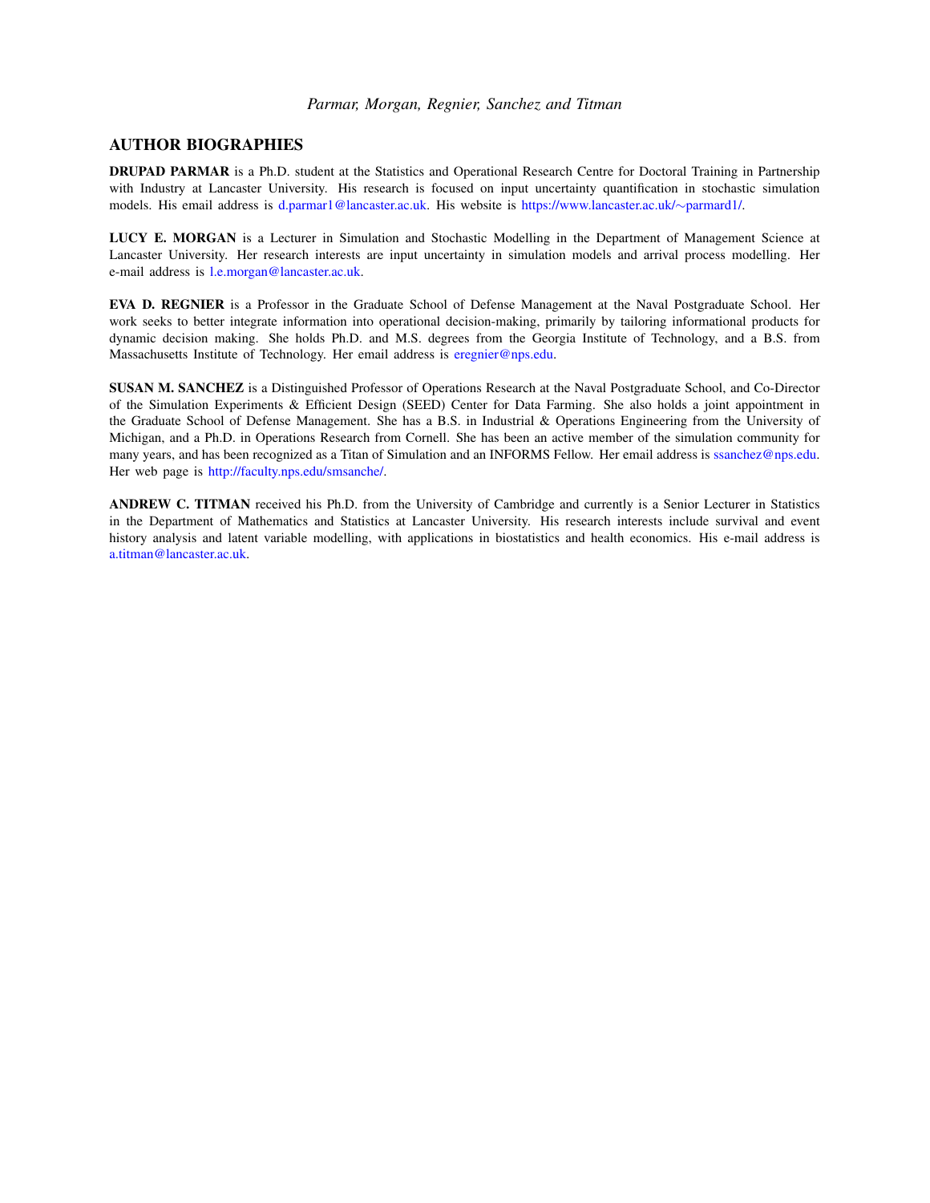## AUTHOR BIOGRAPHIES

**DRUPAD PARMAR** is a Ph.D. student at the Statistics and Operational Research Centre for Doctoral Training in Partnership with Industry at Lancaster University. His research is focused on input uncertainty quantification in stochastic simulation models. His email address is d.parmar1@lancaster.ac.uk. His website is https://www.lancaster.ac.uk/∼parmard1/.

**LUCY E. MORGAN** is a Lecturer in Simulation and Stochastic Modelling in the Department of Management Science at Lancaster University. Her research interests are input uncertainty in simulation models and arrival process modelling. Her e-mail address is l.e.morgan@lancaster.ac.uk.

**EVA D. REGNIER** is a Professor in the Graduate School of Defense Management at the Naval Postgraduate School. Her work seeks to better integrate information into operational decision-making, primarily by tailoring informational products for dynamic decision making. She holds Ph.D. and M.S. degrees from the Georgia Institute of Technology, and a B.S. from Massachusetts Institute of Technology. Her email address is eregnier@nps.edu.

**SUSAN M. SANCHEZ** is a Distinguished Professor of Operations Research at the Naval Postgraduate School, and Co-Director of the Simulation Experiments & Efficient Design (SEED) Center for Data Farming. She also holds a joint appointment in the Graduate School of Defense Management. She has a B.S. in Industrial & Operations Engineering from the University of Michigan, and a Ph.D. in Operations Research from Cornell. She has been an active member of the simulation community for many years, and has been recognized as a Titan of Simulation and an INFORMS Fellow. Her email address is ssanchez@nps.edu. Her web page is http://faculty.nps.edu/smsanche/.

**ANDREW C. TITMAN** received his Ph.D. from the University of Cambridge and currently is a Senior Lecturer in Statistics in the Department of Mathematics and Statistics at Lancaster University. His research interests include survival and event history analysis and latent variable modelling, with applications in biostatistics and health economics. His e-mail address is a.titman@lancaster.ac.uk.